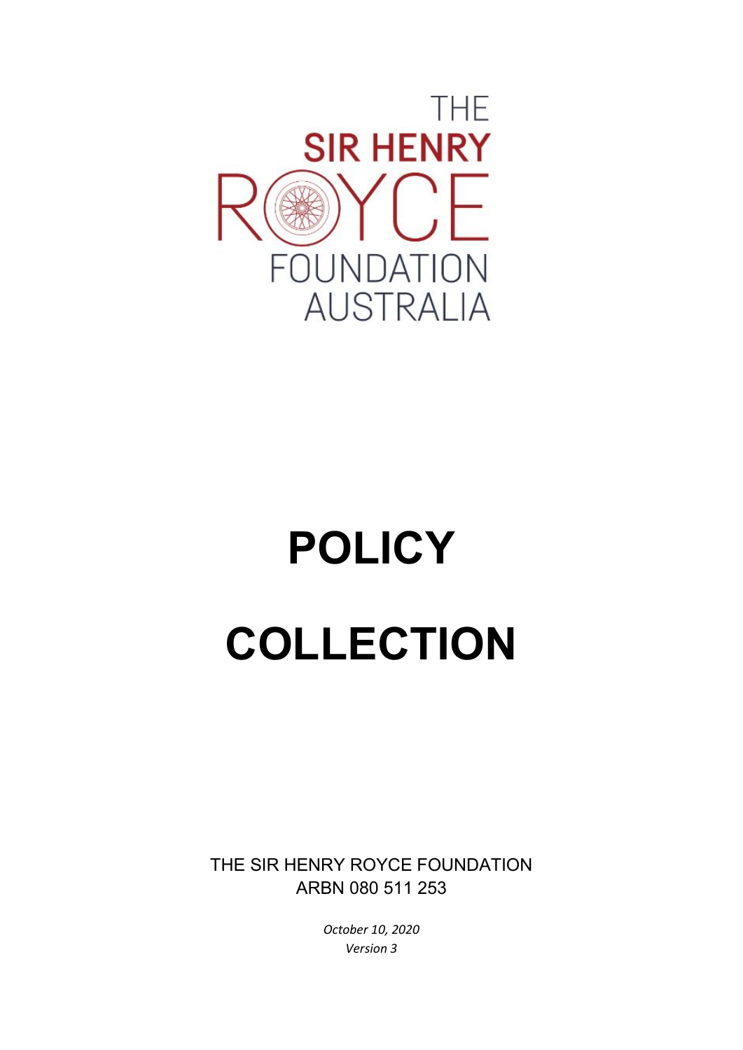THE
SIR HENRY
ROYCE
FOUNDATION
AUSTRALIA

# POLICY

# COLLECTION

THE SIR HENRY ROYCE FOUNDATION
ARBN 080 511 253

*October 10, 2020*
*Version 3*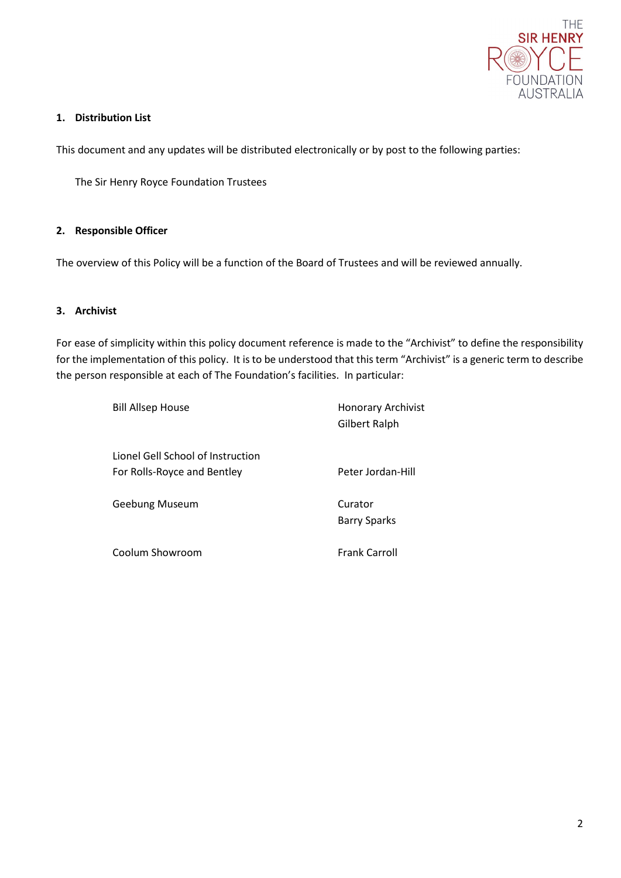## 1. Distribution List

This document and any updates will be distributed electronically or by post to the following parties:

The Sir Henry Royce Foundation Trustees

## 2. Responsible Officer

The overview of this Policy will be a function of the Board of Trustees and will be reviewed annually.

## 3. Archivist

For ease of simplicity within this policy document reference is made to the “Archivist” to define the responsibility for the implementation of this policy. It is to be understood that this term “Archivist” is a generic term to describe the person responsible at each of The Foundation’s facilities. In particular:

| Facility | Responsible Person |
|---|---|
| Bill Allsep House | Honorary Archivist<br>Gilbert Ralph |
| Lionel Gell School of Instruction For Rolls-Royce and Bentley | Peter Jordan-Hill |
| Geebung Museum | Curator<br>Barry Sparks |
| Coolum Showroom | Frank Carroll |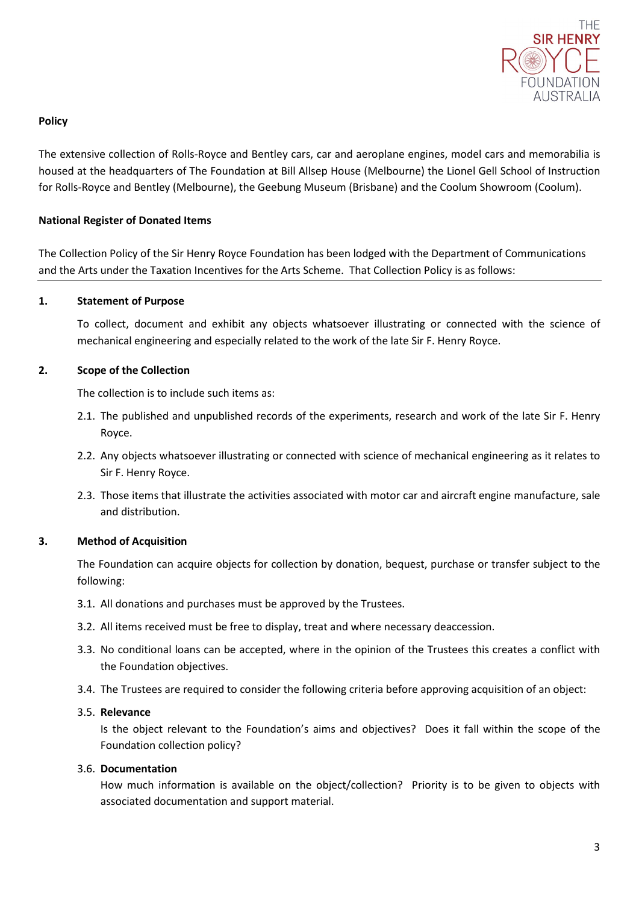**Policy**

The extensive collection of Rolls-Royce and Bentley cars, car and aeroplane engines, model cars and memorabilia is housed at the headquarters of The Foundation at Bill Allsep House (Melbourne) the Lionel Gell School of Instruction for Rolls-Royce and Bentley (Melbourne), the Geebung Museum (Brisbane) and the Coolum Showroom (Coolum).

**National Register of Donated Items**

The Collection Policy of the Sir Henry Royce Foundation has been lodged with the Department of Communications and the Arts under the Taxation Incentives for the Arts Scheme. That Collection Policy is as follows:

---

**1. Statement of Purpose**

To collect, document and exhibit any objects whatsoever illustrating or connected with the science of mechanical engineering and especially related to the work of the late Sir F. Henry Royce.

**2. Scope of the Collection**

The collection is to include such items as:

2.1. The published and unpublished records of the experiments, research and work of the late Sir F. Henry Royce.

2.2. Any objects whatsoever illustrating or connected with science of mechanical engineering as it relates to Sir F. Henry Royce.

2.3. Those items that illustrate the activities associated with motor car and aircraft engine manufacture, sale and distribution.

**3. Method of Acquisition**

The Foundation can acquire objects for collection by donation, bequest, purchase or transfer subject to the following:

3.1. All donations and purchases must be approved by the Trustees.

3.2. All items received must be free to display, treat and where necessary deaccession.

3.3. No conditional loans can be accepted, where in the opinion of the Trustees this creates a conflict with the Foundation objectives.

3.4. The Trustees are required to consider the following criteria before approving acquisition of an object:

3.5. **Relevance**
Is the object relevant to the Foundation's aims and objectives? Does it fall within the scope of the Foundation collection policy?

3.6. **Documentation**
How much information is available on the object/collection? Priority is to be given to objects with associated documentation and support material.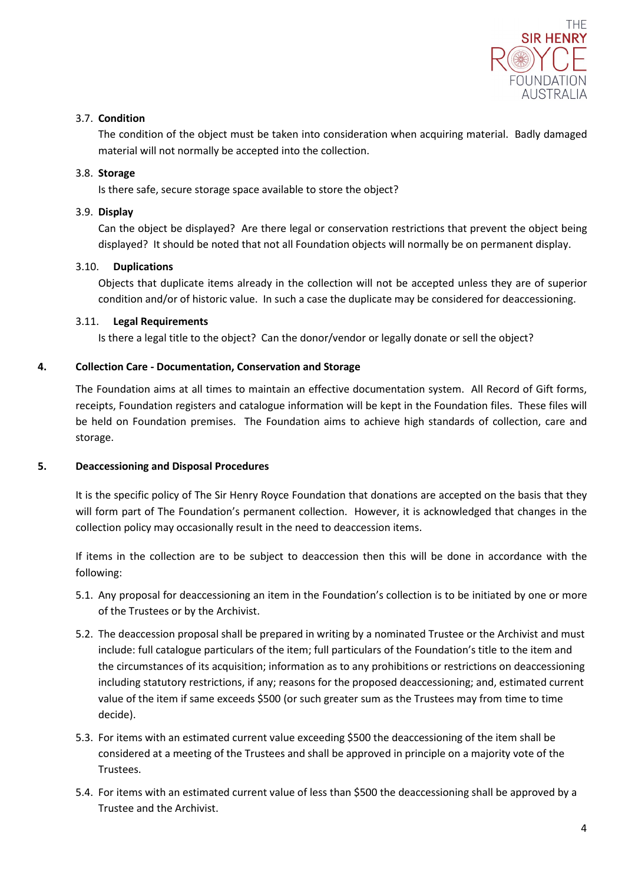3.7. **Condition**

The condition of the object must be taken into consideration when acquiring material. Badly damaged material will not normally be accepted into the collection.

3.8. **Storage**

Is there safe, secure storage space available to store the object?

3.9. **Display**

Can the object be displayed? Are there legal or conservation restrictions that prevent the object being displayed? It should be noted that not all Foundation objects will normally be on permanent display.

3.10. **Duplications**

Objects that duplicate items already in the collection will not be accepted unless they are of superior condition and/or of historic value. In such a case the duplicate may be considered for deaccessioning.

3.11. **Legal Requirements**

Is there a legal title to the object? Can the donor/vendor or legally donate or sell the object?

## 4. Collection Care - Documentation, Conservation and Storage

The Foundation aims at all times to maintain an effective documentation system. All Record of Gift forms, receipts, Foundation registers and catalogue information will be kept in the Foundation files. These files will be held on Foundation premises. The Foundation aims to achieve high standards of collection, care and storage.

## 5. Deaccessioning and Disposal Procedures

It is the specific policy of The Sir Henry Royce Foundation that donations are accepted on the basis that they will form part of The Foundation's permanent collection. However, it is acknowledged that changes in the collection policy may occasionally result in the need to deaccession items.

If items in the collection are to be subject to deaccession then this will be done in accordance with the following:

5.1. Any proposal for deaccessioning an item in the Foundation's collection is to be initiated by one or more of the Trustees or by the Archivist.

5.2. The deaccession proposal shall be prepared in writing by a nominated Trustee or the Archivist and must include: full catalogue particulars of the item; full particulars of the Foundation's title to the item and the circumstances of its acquisition; information as to any prohibitions or restrictions on deaccessioning including statutory restrictions, if any; reasons for the proposed deaccessioning; and, estimated current value of the item if same exceeds $500 (or such greater sum as the Trustees may from time to time decide).

5.3. For items with an estimated current value exceeding $500 the deaccessioning of the item shall be considered at a meeting of the Trustees and shall be approved in principle on a majority vote of the Trustees.

5.4. For items with an estimated current value of less than $500 the deaccessioning shall be approved by a Trustee and the Archivist.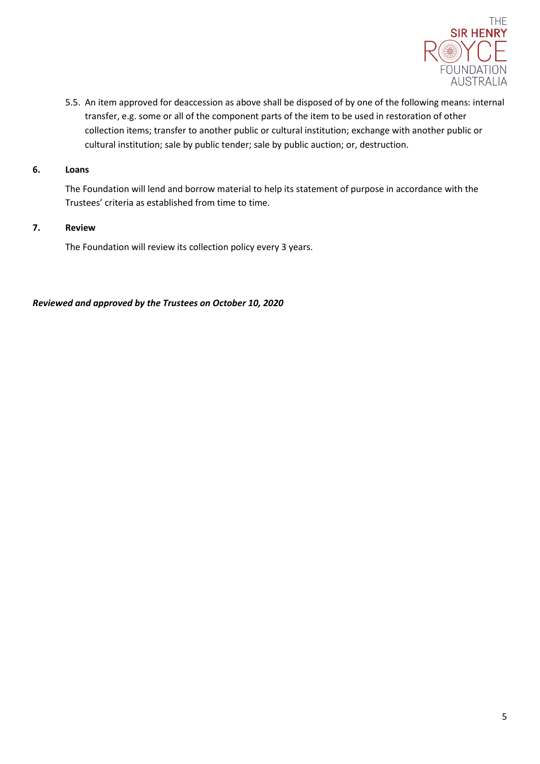5.5. An item approved for deaccession as above shall be disposed of by one of the following means: internal transfer, e.g. some or all of the component parts of the item to be used in restoration of other collection items; transfer to another public or cultural institution; exchange with another public or cultural institution; sale by public tender; sale by public auction; or, destruction.

## 6. Loans

The Foundation will lend and borrow material to help its statement of purpose in accordance with the Trustees' criteria as established from time to time.

## 7. Review

The Foundation will review its collection policy every 3 years.

***Reviewed and approved by the Trustees on October 10, 2020***